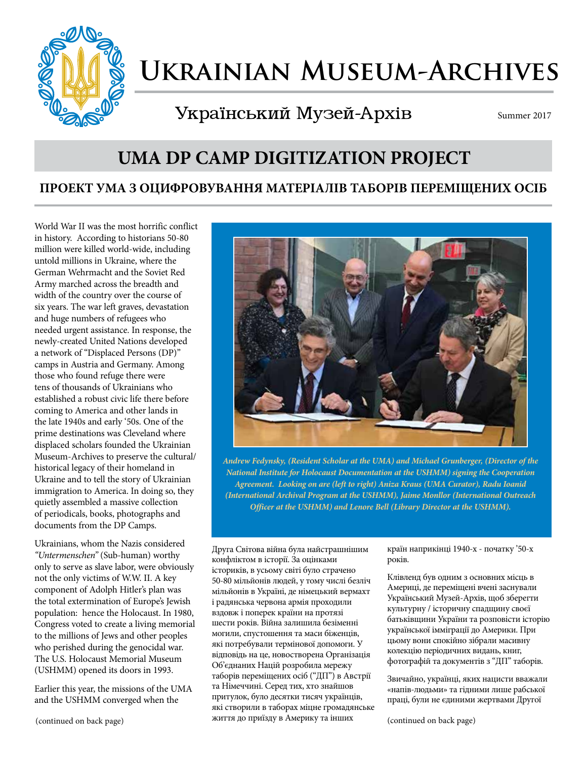# Ukrainian Museum-Archives

## Український Музей-Архів

Summer 2017

# UMA DP CAMP DIGITIZATION PROJECT

## ПРОЕКТ УМА З ОЦИФРОВУВАННЯ МАТЕРІАЛІВ ТАБОРІВ ПЕРЕМІЩЕНИХ ОСІБ

World War II was the most horrific conflict in history. According to historians 50-80 million were killed world-wide, including untold millions in Ukraine, where the German Wehrmacht and the Soviet Red Army marched across the breadth and width of the country over the course of six years. The war left graves, devastation and huge numbers of refugees who needed urgent assistance. In response, the newly-created United Nations developed a network of "Displaced Persons (DP)" camps in Austria and Germany. Among those who found refuge there were tens of thousands of Ukrainians who established a robust civic life there before coming to America and other lands in the late 1940s and early '50s. One of the prime destinations was Cleveland where displaced scholars founded the Ukrainian Museum-Archives to preserve the cultural/historical legacy of their homeland in Ukraine and to tell the story of Ukrainian immigration to America. In doing so, they quietly assembled a massive collection of periodicals, books, photographs and documents from the DP Camps.

Ukrainians, whom the Nazis considered *"Untermenschen"* (Sub-human) worthy only to serve as slave labor, were obviously not the only victims of W.W. II. A key component of Adolph Hitler's plan was the total extermination of Europe's Jewish population: hence the Holocaust. In 1980, Congress voted to create a living memorial to the millions of Jews and other peoples who perished during the genocidal war. The U.S. Holocaust Memorial Museum (USHMM) opened its doors in 1993.

Earlier this year, the missions of the UMA and the USHMM converged when the

(continued on back page)

***Andrew Fedynsky, (Resident Scholar at the UMA) and Michael Grunberger, (Director of the National Institute for Holocaust Documentation at the USHMM) signing the Cooperation Agreement. Looking on are (left to right) Aniza Kraus (UMA Curator), Radu Ioanid (International Archival Program at the USHMM), Jaime Monllor (International Outreach Officer at the USHMM) and Lenore Bell (Library Director at the USHMM).***

Друга Світова війна була найстрашнішим конфліктом в історії. За оцінками істориків, в усьому світі було страчено 50-80 мільйонів людей, у тому числі безліч мільйонів в Україні, де німецький вермахт і радянська червона армія проходили вздовж і поперек країни на протязі шести років. Війна залишила безіменні могили, спустошення та маси біженців, які потребували термінової допомоги. У відповідь на це, новостворена Організація Об'єднаних Націй розробила мережу таборів переміщених осіб ("ДП") в Австрії та Німеччині. Серед тих, хто знайшов притулок, було десятки тисяч українців, які створили в таборах міцне громадянське життя до приїзду в Америку та інших країн наприкінці 1940-х - початку '50-х років.

Клівленд був одним з основних місць в Америці, де переміщені вчені заснували Український Музей-Архів, щоб зберегти культурну / історичну спадщину своєї батьківщини України та розповісти історію української імміграції до Америки. При цьому вони спокійно зібрали масивну колекцію періодичних видань, книг, фотографій та документів з "ДП" таборів.

Звичайно, українці, яких нацисти вважали «напів-людьми» та гідними лише рабської праці, були не єдиними жертвами Другої

(continued on back page)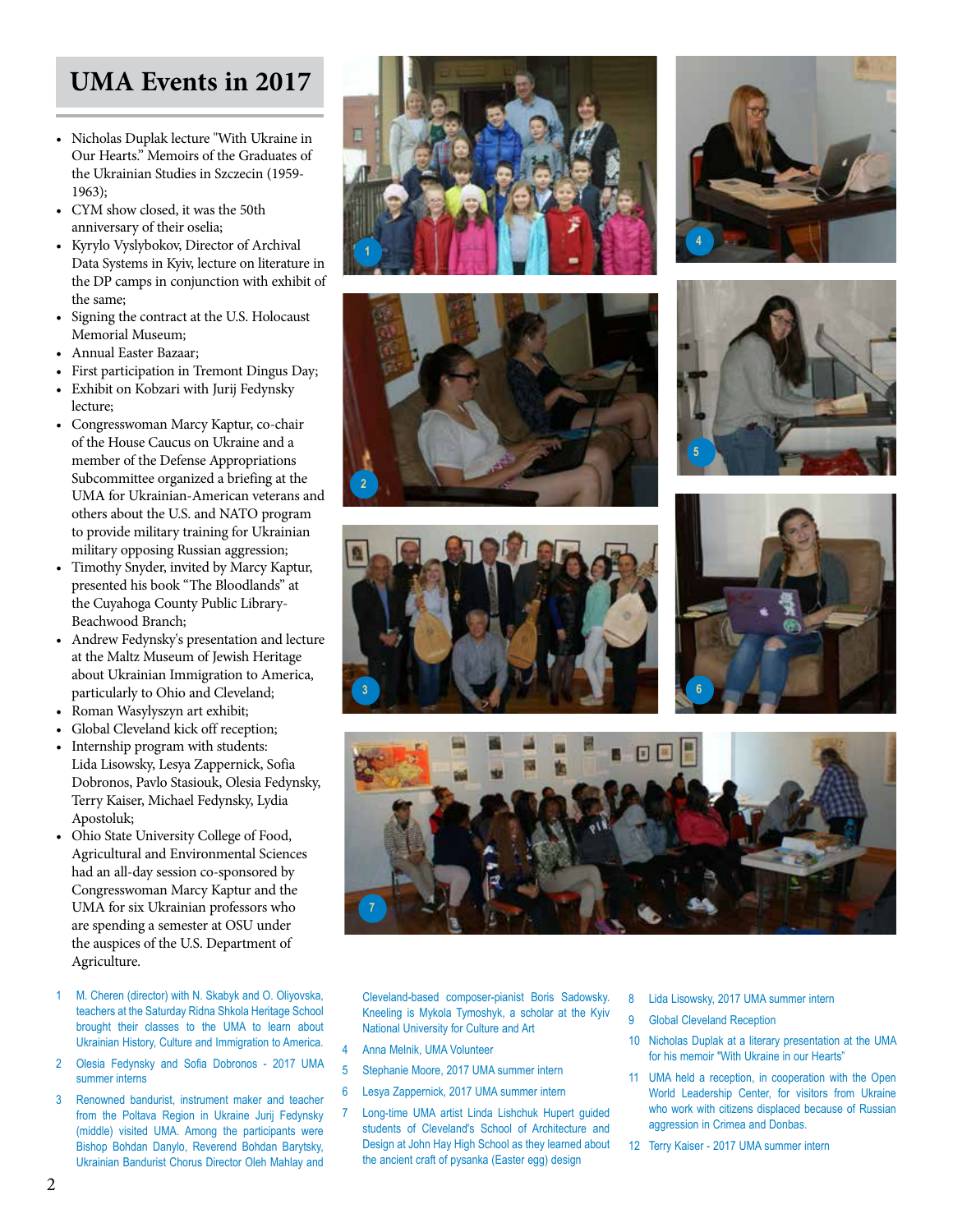# UMA Events in 2017

- Nicholas Duplak lecture "With Ukraine in Our Hearts." Memoirs of the Graduates of the Ukrainian Studies in Szczecin (1959-1963);
- CYM show closed, it was the 50th anniversary of their oselia;
- Kyrylo Vyslybokov, Director of Archival Data Systems in Kyiv, lecture on literature in the DP camps in conjunction with exhibit of the same;
- Signing the contract at the U.S. Holocaust Memorial Museum;
- Annual Easter Bazaar;
- First participation in Tremont Dingus Day;
- Exhibit on Kobzari with Jurij Fedynsky lecture;
- Congresswoman Marcy Kaptur, co-chair of the House Caucus on Ukraine and a member of the Defense Appropriations Subcommittee organized a briefing at the UMA for Ukrainian-American veterans and others about the U.S. and NATO program to provide military training for Ukrainian military opposing Russian aggression;
- Timothy Snyder, invited by Marcy Kaptur, presented his book "The Bloodlands" at the Cuyahoga County Public Library-Beachwood Branch;
- Andrew Fedynsky's presentation and lecture at the Maltz Museum of Jewish Heritage about Ukrainian Immigration to America, particularly to Ohio and Cleveland;
- Roman Wasylyszyn art exhibit;
- Global Cleveland kick off reception;
- Internship program with students: Lida Lisowsky, Lesya Zappernick, Sofia Dobronos, Pavlo Stasiouk, Olesia Fedynsky, Terry Kaiser, Michael Fedynsky, Lydia Apostoluk;
- Ohio State University College of Food, Agricultural and Environmental Sciences had an all-day session co-sponsored by Congresswoman Marcy Kaptur and the UMA for six Ukrainian professors who are spending a semester at OSU under the auspices of the U.S. Department of Agriculture.

1. M. Cheren (director) with N. Skabyk and O. Oliyovska, teachers at the Saturday Ridna Shkola Heritage School brought their classes to the UMA to learn about Ukrainian History, Culture and Immigration to America.
2. Olesia Fedynsky and Sofia Dobronos - 2017 UMA summer interns
3. Renowned bandurist, instrument maker and teacher from the Poltava Region in Ukraine Jurij Fedynsky (middle) visited UMA. Among the participants were Bishop Bohdan Danylo, Reverend Bohdan Barytsky, Ukrainian Bandurist Chorus Director Oleh Mahlay and Cleveland-based composer-pianist Boris Sadowsky. Kneeling is Mykola Tymoshyk, a scholar at the Kyiv National University for Culture and Art
4. Anna Melnik, UMA Volunteer
5. Stephanie Moore, 2017 UMA summer intern
6. Lesya Zappernick, 2017 UMA summer intern
7. Long-time UMA artist Linda Lishchuk Hupert guided students of Cleveland's School of Architecture and Design at John Hay High School as they learned about the ancient craft of pysanka (Easter egg) design
8. Lida Lisowsky, 2017 UMA summer intern
9. Global Cleveland Reception
10. Nicholas Duplak at a literary presentation at the UMA for his memoir "With Ukraine in our Hearts"
11. UMA held a reception, in cooperation with the Open World Leadership Center, for visitors from Ukraine who work with citizens displaced because of Russian aggression in Crimea and Donbas.
12. Terry Kaiser - 2017 UMA summer intern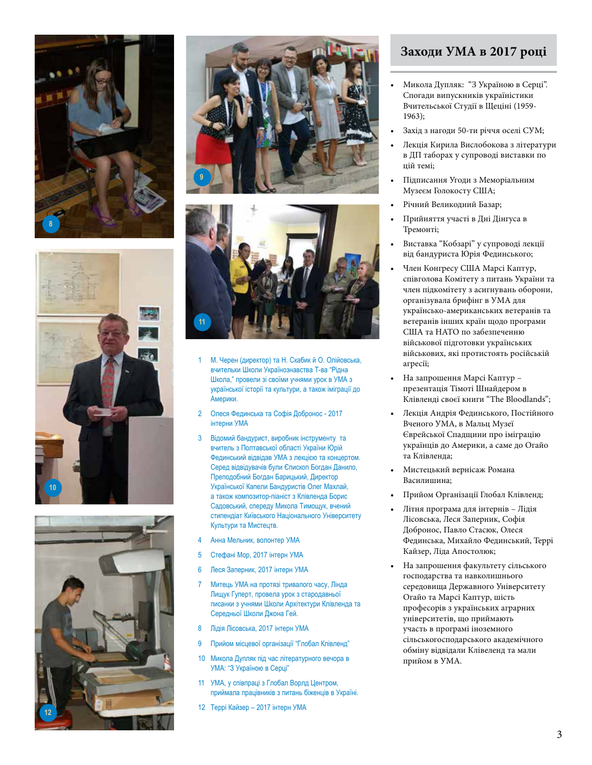## Заходи УМА в 2017 році

- Микола Дупляк: "З Україною в Серці". Спогади випускників україністики Вчительської Студії в Щеціні (1959-1963);
- Захід з нагоди 50-ти річчя оселі СУМ;
- Лекція Кирила Вислобокова з літератури в ДП таборах у супроводі виставки по цій темі;
- Підписання Угоди з Меморіальним Музеєм Голокосту США;
- Річний Великодний Базар;
- Прийняття участі в Дні Дінгуса в Тремонті;
- Виставка "Кобзарі" у супроводі лекції від бандуриста Юрія Фединського;
- Член Конгресу США Марсі Каптур, співголова Комітету з питань України та член підкомітету з асигнувань оборони, організувала брифінг в УМА для українсько-американських ветеранів та ветеранів інших країн щодо програми США та НАТО по забезпеченню військової підготовки українських військових, які протистоять російській агресії;
- На запрошення Марсі Каптур – презентація Тімоті Шнайдером в Клівленді своєї книги "The Bloodlands";
- Лекція Андрія Фединського, Постійного Вченого УМА, в Мальц Музеї Єврейської Спадщини про іміграцію українців до Америки, а саме до Огайо та Клівленда;
- Мистецький вернісаж Романа Василишина;
- Прийом Організації Глобал Клівленд;
- Літня програма для інтернів – Лідія Лісовська, Леся Заперник, Софія Добронос, Павло Стасюк, Олеся Фединська, Михайло Фединський, Террі Кайзер, Ліда Апостолюк;
- На запрошення факультету сільського господарства та навколишнього середовища Державного Університету Огайо та Марсі Каптур, шість професорів з українських аграрних університетів, що приймають участь в програмі іноземного сільськогосподарського академічного обміну відвідали Клівеленд та мали прийом в УМА.

1 М. Черен (директор) та Н. Скабик й О. Олійовська, вчительки Школи Українознавства Т-ва "Рідна Школа," провели зі своїми учнями урок в УМА з української історії та культури, а також іміграції до Америки.

2 Олеся Фединська та Софія Добронос - 2017 інтерни УМА

3 Відомий бандурист, виробник інструменту та вчитель з Полтавської області України Юрій Фединський відвідав УМА з лекцією та концертом. Серед відвідувачів були Єпископ Богдан Данило, Преподобний Богдан Барицький, Директор Української Капели Бандуристів Олег Махлай, а також композитор-піаніст з Клівленда Борис Садовський, спереду Микола Тимощук, вчений стипендіат Київського Національного Університету Культури та Мистецтв.

4 Анна Мельник, волонтер УМА

5 Стефані Мор, 2017 інтерн УМА

6 Леся Заперник, 2017 інтерн УМА

7 Митець УМА на протязі тривалого часу, Лінда Лищук Гуперт, провела урок з стародавньої писанки з учнями Школи Архітектури Клівленда та Середньої Школи Джона Гей.

8 Лідія Лісовська, 2017 інтерн УМА

9 Прийом місцевої організації "Глобал Клівленд"

10 Микола Дупляк під час літературного вечора в УМА: "З Україною в Серці"

11 УМА, у співпраці з Глобал Ворлд Центром, приймала працівників з питань біженців в Україні.

12 Террі Кайзер – 2017 інтерн УМА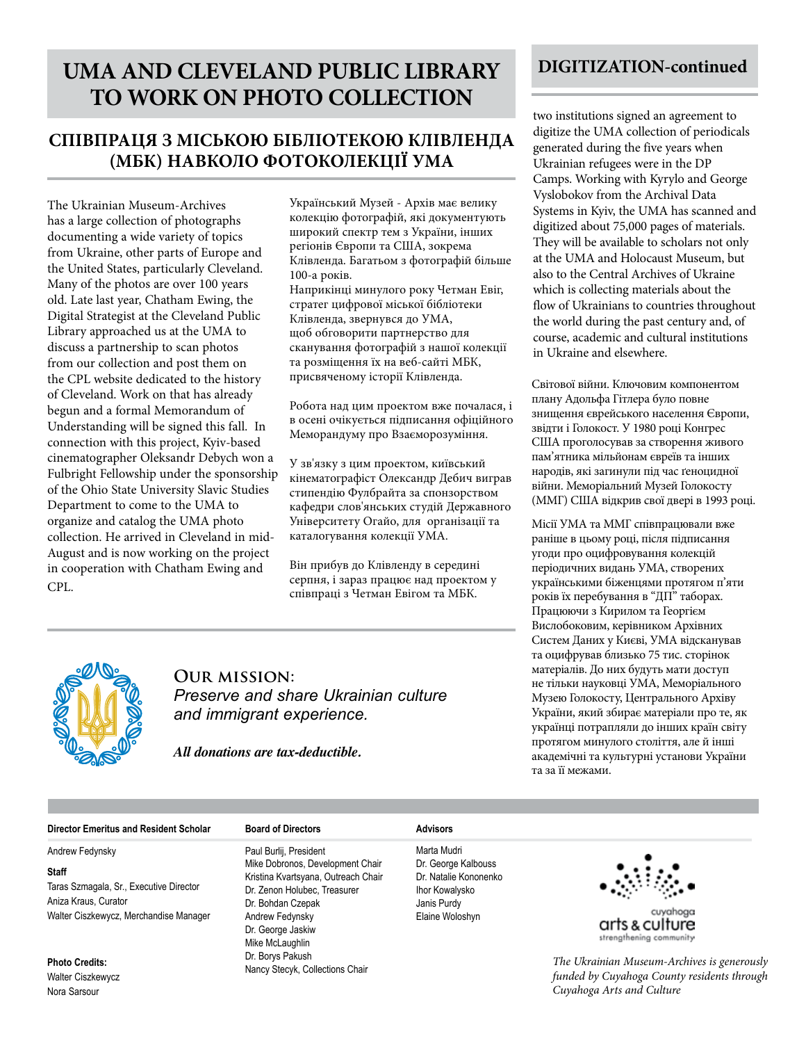# UMA AND CLEVELAND PUBLIC LIBRARY TO WORK ON PHOTO COLLECTION

## СПІВПРАЦЯ З МІСЬКОЮ БІБЛІОТЕКОЮ КЛІВЛЕНДА (МБК) НАВКОЛО ФОТОКОЛЕКЦІЇ УМА

The Ukrainian Museum-Archives has a large collection of photographs documenting a wide variety of topics from Ukraine, other parts of Europe and the United States, particularly Cleveland. Many of the photos are over 100 years old. Late last year, Chatham Ewing, the Digital Strategist at the Cleveland Public Library approached us at the UMA to discuss a partnership to scan photos from our collection and post them on the CPL website dedicated to the history of Cleveland. Work on that has already begun and a formal Memorandum of Understanding will be signed this fall. In connection with this project, Kyiv-based cinematographer Oleksandr Debych won a Fulbright Fellowship under the sponsorship of the Ohio State University Slavic Studies Department to come to the UMA to organize and catalog the UMA photo collection. He arrived in Cleveland in mid-August and is now working on the project in cooperation with Chatham Ewing and CPL.

Український Музей - Архів має велику колекцію фотографій, які документують широкий спектр тем з України, інших регіонів Європи та США, зокрема Клівленда. Багатьом з фотографій більше 100-а років.
Наприкінці минулого року Четман Евіг, стратег цифрової міської бібліотеки Клівленда, звернувся до УМА, щоб обговорити партнерство для сканування фотографій з нашої колекції та розміщення їх на веб-сайті МБК, присвяченому історії Клівленда.

Робота над цим проектом вже почалася, і в осені очікується підписання офіційного Меморандуму про Взаєморозуміння.

У зв'язку з цим проектом, київський кінематографіст Олександр Дебич виграв стипендію Фулбрайта за спонсорством кафедри слов'янських студій Державного Університету Огайо, для організації та каталогування колекції УМА.

Він прибув до Клівленду в середині серпня, і зараз працює над проектом у співпраці з Четман Евігом та МБК.

## DIGITIZATION-continued

two institutions signed an agreement to digitize the UMA collection of periodicals generated during the five years when Ukrainian refugees were in the DP Camps. Working with Kyrylo and George Vyslobokov from the Archival Data Systems in Kyiv, the UMA has scanned and digitized about 75,000 pages of materials. They will be available to scholars not only at the UMA and Holocaust Museum, but also to the Central Archives of Ukraine which is collecting materials about the flow of Ukrainians to countries throughout the world during the past century and, of course, academic and cultural institutions in Ukraine and elsewhere.

Світової війни. Ключовим компонентом плану Адольфа Гітлера було повне знищення єврейського населення Європи, звідти і Голокост. У 1980 році Конгрес США проголосував за створення живого пам'ятника мільйонам євреїв та інших народів, які загинули під час ґеноцидної війни. Меморіальний Музей Голокосту (ММГ) США відкрив свої двері в 1993 році.

Місії УМА та ММГ співпрацювали вже раніше в цьому році, після підписання угоди про оцифровування колекцій періодичних видань УМА, створених українськими біженцями протягом п'яти років їх перебування в "ДП" таборах. Працюючи з Кирилом та Георгієм Вислобоковим, керівником Архівних Систем Даних у Києві, УМА відсканував та оцифрував близько 75 тис. сторінок матеріалів. До них будуть мати доступ не тільки науковці УМА, Меморіального Музею Голокосту, Центрального Архіву України, який збирає матеріали про те, як українці потрапляли до інших країн світу протягом минулого століття, але й інші академічні та культурні установи України та за її межами.

**OUR MISSION:**
*Preserve and share Ukrainian culture and immigrant experience.*

***All donations are tax-deductible.***

**Director Emeritus and Resident Scholar**
Andrew Fedynsky

**Staff**
Taras Szmagala, Sr., Executive Director
Aniza Kraus, Curator
Walter Ciszkewycz, Merchandise Manager

**Photo Credits:**
Walter Ciszkewycz
Nora Sarsour

**Board of Directors**
Paul Burlij, President
Mike Dobronos, Development Chair
Kristina Kvartsyana, Outreach Chair
Dr. Zenon Holubec, Treasurer
Dr. Bohdan Czepak
Andrew Fedynsky
Dr. George Jaskiw
Mike McLaughlin
Dr. Borys Pakush
Nancy Stecyk, Collections Chair

**Advisors**
Marta Mudri
Dr. George Kalbouss
Dr. Natalie Kononenko
Ihor Kowalysko
Janis Purdy
Elaine Woloshyn

cuyahoga arts & culture
strengthening community

*The Ukrainian Museum-Archives is generously funded by Cuyahoga County residents through Cuyahoga Arts and Culture*